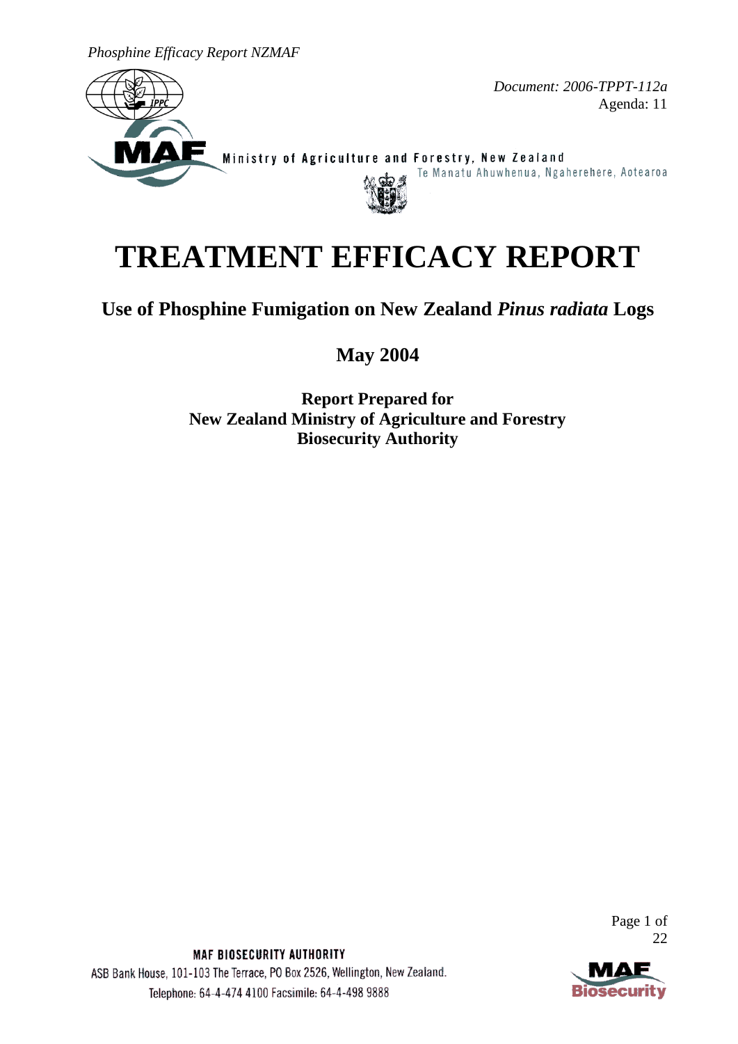*Document: 2006-TPPT-112a*
Agenda: 11

Ministry of Agriculture and Forestry, New Zealand
Te Manatu Ahuwhenua, Ngaherehere, Aotearoa

# TREATMENT EFFICACY REPORT

## Use of Phosphine Fumigation on New Zealand *Pinus radiata* Logs

## May 2004

**Report Prepared for**
**New Zealand Ministry of Agriculture and Forestry**
**Biosecurity Authority**

MAF BIOSECURITY AUTHORITY
ASB Bank House, 101-103 The Terrace, PO Box 2526, Wellington, New Zealand.
Telephone: 64-4-474 4100 Facsimile: 64-4-498 9888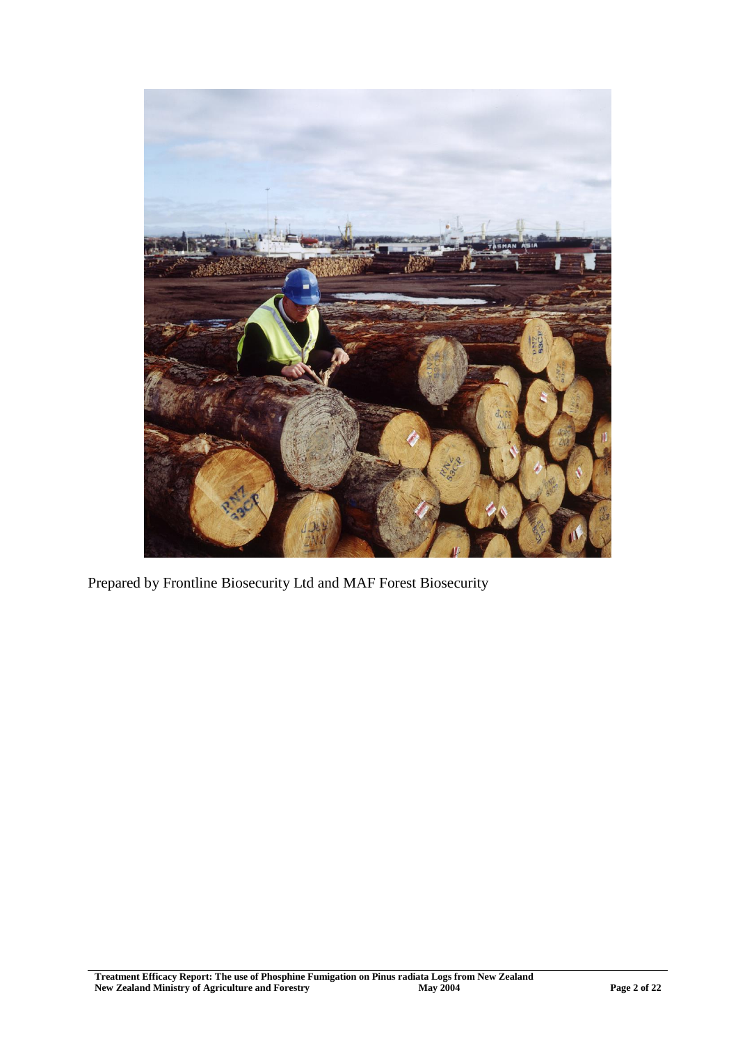Prepared by Frontline Biosecurity Ltd and MAF Forest Biosecurity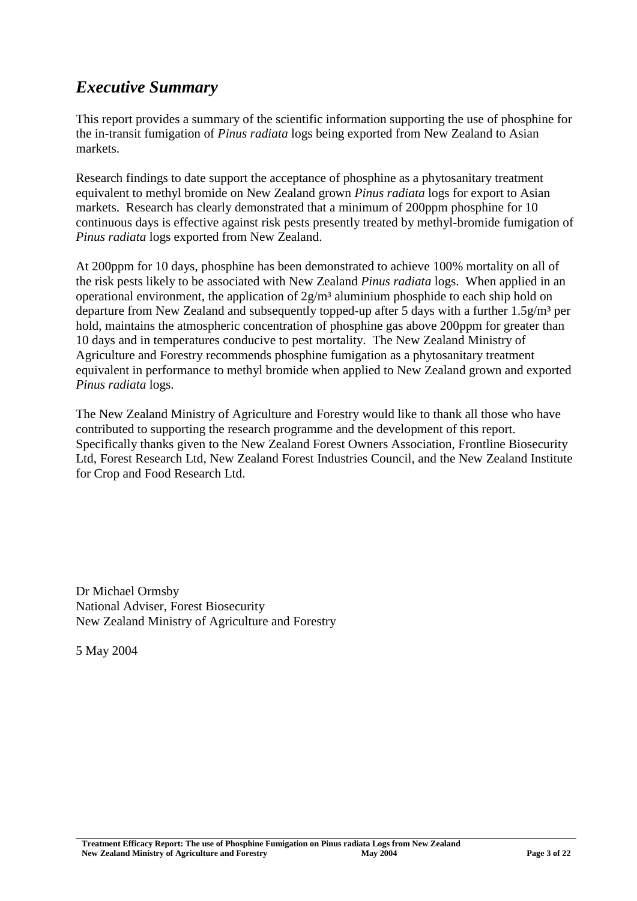## *Executive Summary*

This report provides a summary of the scientific information supporting the use of phosphine for the in-transit fumigation of *Pinus radiata* logs being exported from New Zealand to Asian markets.

Research findings to date support the acceptance of phosphine as a phytosanitary treatment equivalent to methyl bromide on New Zealand grown *Pinus radiata* logs for export to Asian markets. Research has clearly demonstrated that a minimum of 200ppm phosphine for 10 continuous days is effective against risk pests presently treated by methyl-bromide fumigation of *Pinus radiata* logs exported from New Zealand.

At 200ppm for 10 days, phosphine has been demonstrated to achieve 100% mortality on all of the risk pests likely to be associated with New Zealand *Pinus radiata* logs. When applied in an operational environment, the application of $2g/m^3$ aluminium phosphide to each ship hold on departure from New Zealand and subsequently topped-up after 5 days with a further $1.5g/m^3$ per hold, maintains the atmospheric concentration of phosphine gas above 200ppm for greater than 10 days and in temperatures conducive to pest mortality. The New Zealand Ministry of Agriculture and Forestry recommends phosphine fumigation as a phytosanitary treatment equivalent in performance to methyl bromide when applied to New Zealand grown and exported *Pinus radiata* logs.

The New Zealand Ministry of Agriculture and Forestry would like to thank all those who have contributed to supporting the research programme and the development of this report. Specifically thanks given to the New Zealand Forest Owners Association, Frontline Biosecurity Ltd, Forest Research Ltd, New Zealand Forest Industries Council, and the New Zealand Institute for Crop and Food Research Ltd.

Dr Michael Ormsby
National Adviser, Forest Biosecurity
New Zealand Ministry of Agriculture and Forestry

5 May 2004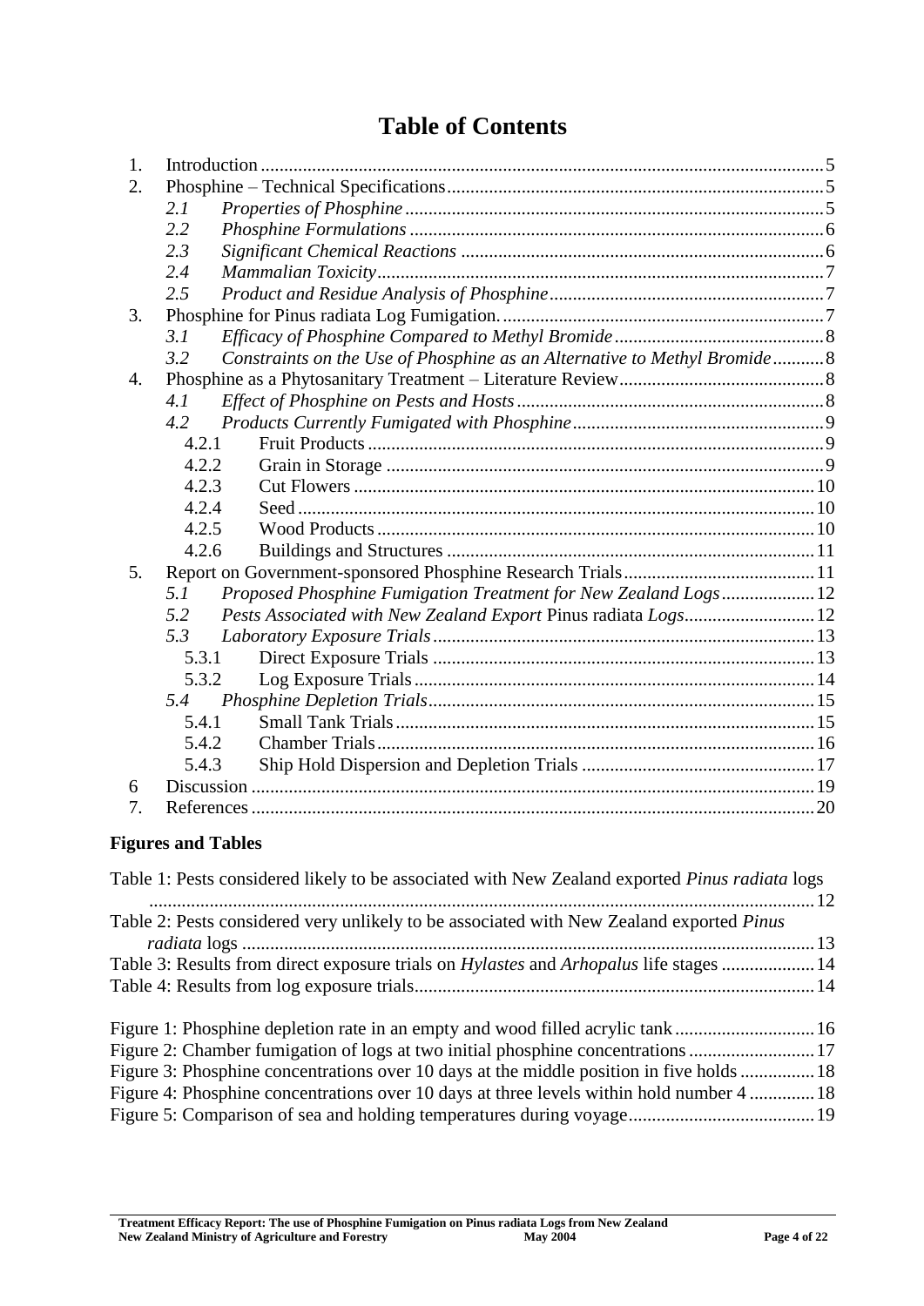# Table of Contents

| | | |
|---|---|---|
| 1. | Introduction | 5 |
| 2. | Phosphine – Technical Specifications | 5 |
| 2.1 | *Properties of Phosphine* | 5 |
| 2.2 | *Phosphine Formulations* | 6 |
| 2.3 | *Significant Chemical Reactions* | 6 |
| 2.4 | *Mammalian Toxicity* | 7 |
| 2.5 | *Product and Residue Analysis of Phosphine* | 7 |
| 3. | Phosphine for Pinus radiata Log Fumigation. | 7 |
| 3.1 | *Efficacy of Phosphine Compared to Methyl Bromide* | 8 |
| 3.2 | *Constraints on the Use of Phosphine as an Alternative to Methyl Bromide* | 8 |
| 4. | Phosphine as a Phytosanitary Treatment – Literature Review | 8 |
| 4.1 | *Effect of Phosphine on Pests and Hosts* | 8 |
| 4.2 | *Products Currently Fumigated with Phosphine* | 9 |
| 4.2.1 | Fruit Products | 9 |
| 4.2.2 | Grain in Storage | 9 |
| 4.2.3 | Cut Flowers | 10 |
| 4.2.4 | Seed | 10 |
| 4.2.5 | Wood Products | 10 |
| 4.2.6 | Buildings and Structures | 11 |
| 5. | Report on Government-sponsored Phosphine Research Trials | 11 |
| 5.1 | *Proposed Phosphine Fumigation Treatment for New Zealand Logs* | 12 |
| 5.2 | *Pests Associated with New Zealand Export* Pinus radiata *Logs* | 12 |
| 5.3 | *Laboratory Exposure Trials* | 13 |
| 5.3.1 | Direct Exposure Trials | 13 |
| 5.3.2 | Log Exposure Trials | 14 |
| 5.4 | *Phosphine Depletion Trials* | 15 |
| 5.4.1 | Small Tank Trials | 15 |
| 5.4.2 | Chamber Trials | 16 |
| 5.4.3 | Ship Hold Dispersion and Depletion Trials | 17 |
| 6 | Discussion | 19 |
| 7. | References | 20 |

## Figures and Tables

Table 1: Pests considered likely to be associated with New Zealand exported *Pinus radiata* logs ... 12
Table 2: Pests considered very unlikely to be associated with New Zealand exported *Pinus radiata* logs ... 13
Table 3: Results from direct exposure trials on *Hylastes* and *Arhopalus* life stages ... 14
Table 4: Results from log exposure trials ... 14

Figure 1: Phosphine depletion rate in an empty and wood filled acrylic tank ... 16
Figure 2: Chamber fumigation of logs at two initial phosphine concentrations ... 17
Figure 3: Phosphine concentrations over 10 days at the middle position in five holds ... 18
Figure 4: Phosphine concentrations over 10 days at three levels within hold number 4 ... 18
Figure 5: Comparison of sea and holding temperatures during voyage ... 19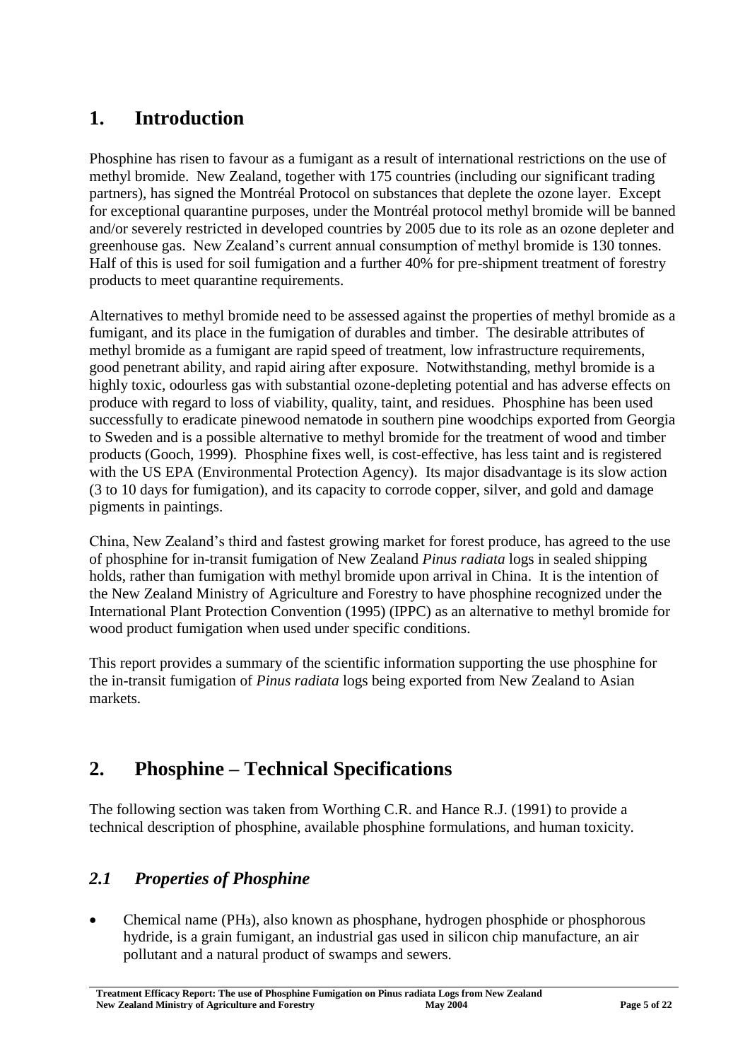# 1. Introduction

Phosphine has risen to favour as a fumigant as a result of international restrictions on the use of methyl bromide. New Zealand, together with 175 countries (including our significant trading partners), has signed the Montréal Protocol on substances that deplete the ozone layer. Except for exceptional quarantine purposes, under the Montréal protocol methyl bromide will be banned and/or severely restricted in developed countries by 2005 due to its role as an ozone depleter and greenhouse gas. New Zealand's current annual consumption of methyl bromide is 130 tonnes. Half of this is used for soil fumigation and a further 40% for pre-shipment treatment of forestry products to meet quarantine requirements.

Alternatives to methyl bromide need to be assessed against the properties of methyl bromide as a fumigant, and its place in the fumigation of durables and timber. The desirable attributes of methyl bromide as a fumigant are rapid speed of treatment, low infrastructure requirements, good penetrant ability, and rapid airing after exposure. Notwithstanding, methyl bromide is a highly toxic, odourless gas with substantial ozone-depleting potential and has adverse effects on produce with regard to loss of viability, quality, taint, and residues. Phosphine has been used successfully to eradicate pinewood nematode in southern pine woodchips exported from Georgia to Sweden and is a possible alternative to methyl bromide for the treatment of wood and timber products (Gooch, 1999). Phosphine fixes well, is cost-effective, has less taint and is registered with the US EPA (Environmental Protection Agency). Its major disadvantage is its slow action (3 to 10 days for fumigation), and its capacity to corrode copper, silver, and gold and damage pigments in paintings.

China, New Zealand's third and fastest growing market for forest produce, has agreed to the use of phosphine for in-transit fumigation of New Zealand *Pinus radiata* logs in sealed shipping holds, rather than fumigation with methyl bromide upon arrival in China. It is the intention of the New Zealand Ministry of Agriculture and Forestry to have phosphine recognized under the International Plant Protection Convention (1995) (IPPC) as an alternative to methyl bromide for wood product fumigation when used under specific conditions.

This report provides a summary of the scientific information supporting the use phosphine for the in-transit fumigation of *Pinus radiata* logs being exported from New Zealand to Asian markets.

# 2. Phosphine – Technical Specifications

The following section was taken from Worthing C.R. and Hance R.J. (1991) to provide a technical description of phosphine, available phosphine formulations, and human toxicity.

## *2.1 Properties of Phosphine*

- Chemical name ($PH_3$), also known as phosphane, hydrogen phosphide or phosphorous hydride, is a grain fumigant, an industrial gas used in silicon chip manufacture, an air pollutant and a natural product of swamps and sewers.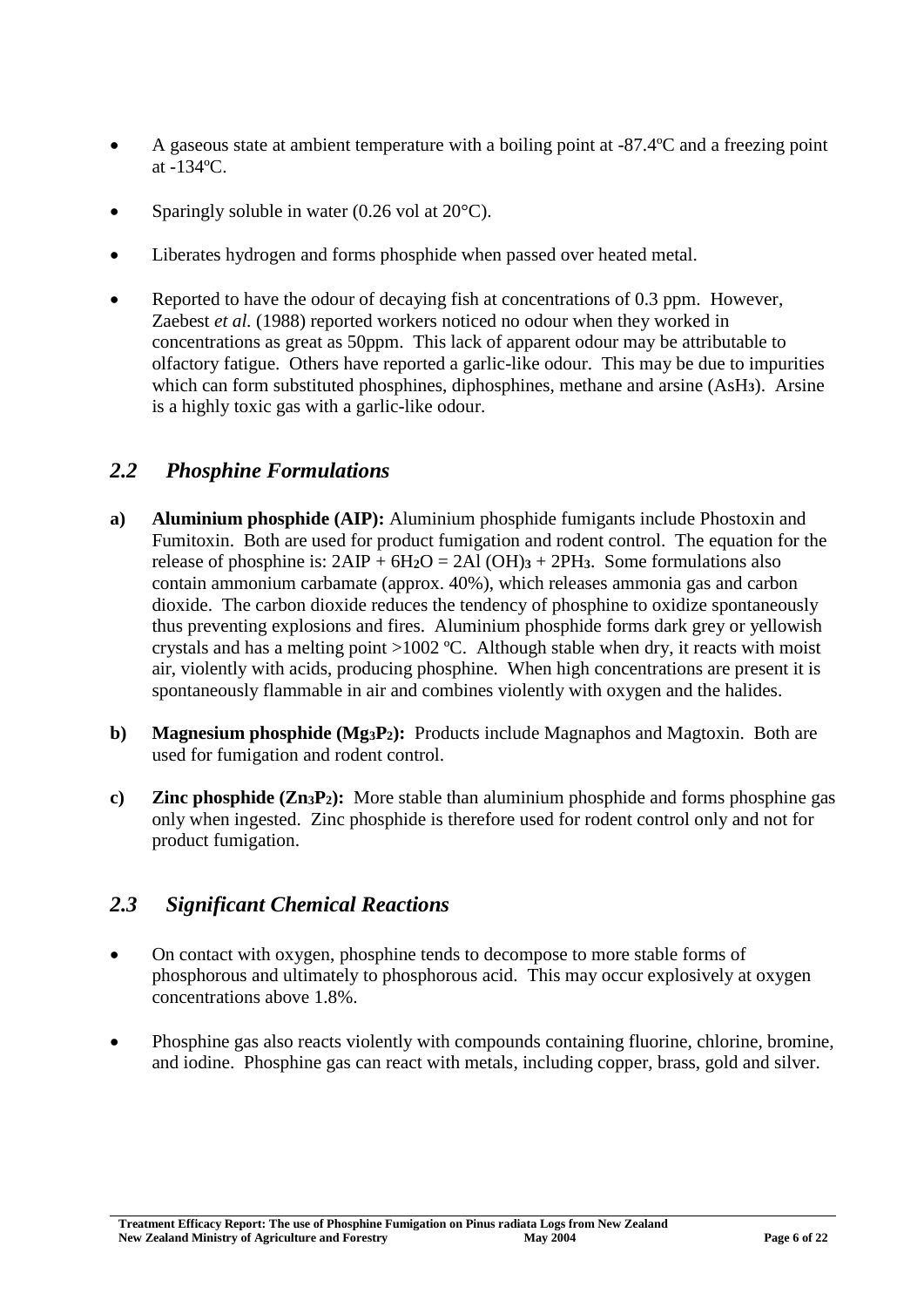- A gaseous state at ambient temperature with a boiling point at -87.4ºC and a freezing point at -134ºC.
- Sparingly soluble in water (0.26 vol at 20°C).
- Liberates hydrogen and forms phosphide when passed over heated metal.
- Reported to have the odour of decaying fish at concentrations of 0.3 ppm. However, Zaebest *et al.* (1988) reported workers noticed no odour when they worked in concentrations as great as 50ppm. This lack of apparent odour may be attributable to olfactory fatigue. Others have reported a garlic-like odour. This may be due to impurities which can form substituted phosphines, diphosphines, methane and arsine ($AsH_3$). Arsine is a highly toxic gas with a garlic-like odour.

## *2.2 Phosphine Formulations*

**a) Aluminium phosphide (AIP):** Aluminium phosphide fumigants include Phostoxin and Fumitoxin. Both are used for product fumigation and rodent control. The equation for the release of phosphine is: $2AIP + 6H_2O = 2Al(OH)_3 + 2PH_3$. Some formulations also contain ammonium carbamate (approx. 40%), which releases ammonia gas and carbon dioxide. The carbon dioxide reduces the tendency of phosphine to oxidize spontaneously thus preventing explosions and fires. Aluminium phosphide forms dark grey or yellowish crystals and has a melting point >1002 ºC. Although stable when dry, it reacts with moist air, violently with acids, producing phosphine. When high concentrations are present it is spontaneously flammable in air and combines violently with oxygen and the halides.

**b) Magnesium phosphide ($Mg_3P_2$):** Products include Magnaphos and Magtoxin. Both are used for fumigation and rodent control.

**c) Zinc phosphide ($Zn_3P_2$):** More stable than aluminium phosphide and forms phosphine gas only when ingested. Zinc phosphide is therefore used for rodent control only and not for product fumigation.

## *2.3 Significant Chemical Reactions*

- On contact with oxygen, phosphine tends to decompose to more stable forms of phosphorous and ultimately to phosphorous acid. This may occur explosively at oxygen concentrations above 1.8%.
- Phosphine gas also reacts violently with compounds containing fluorine, chlorine, bromine, and iodine. Phosphine gas can react with metals, including copper, brass, gold and silver.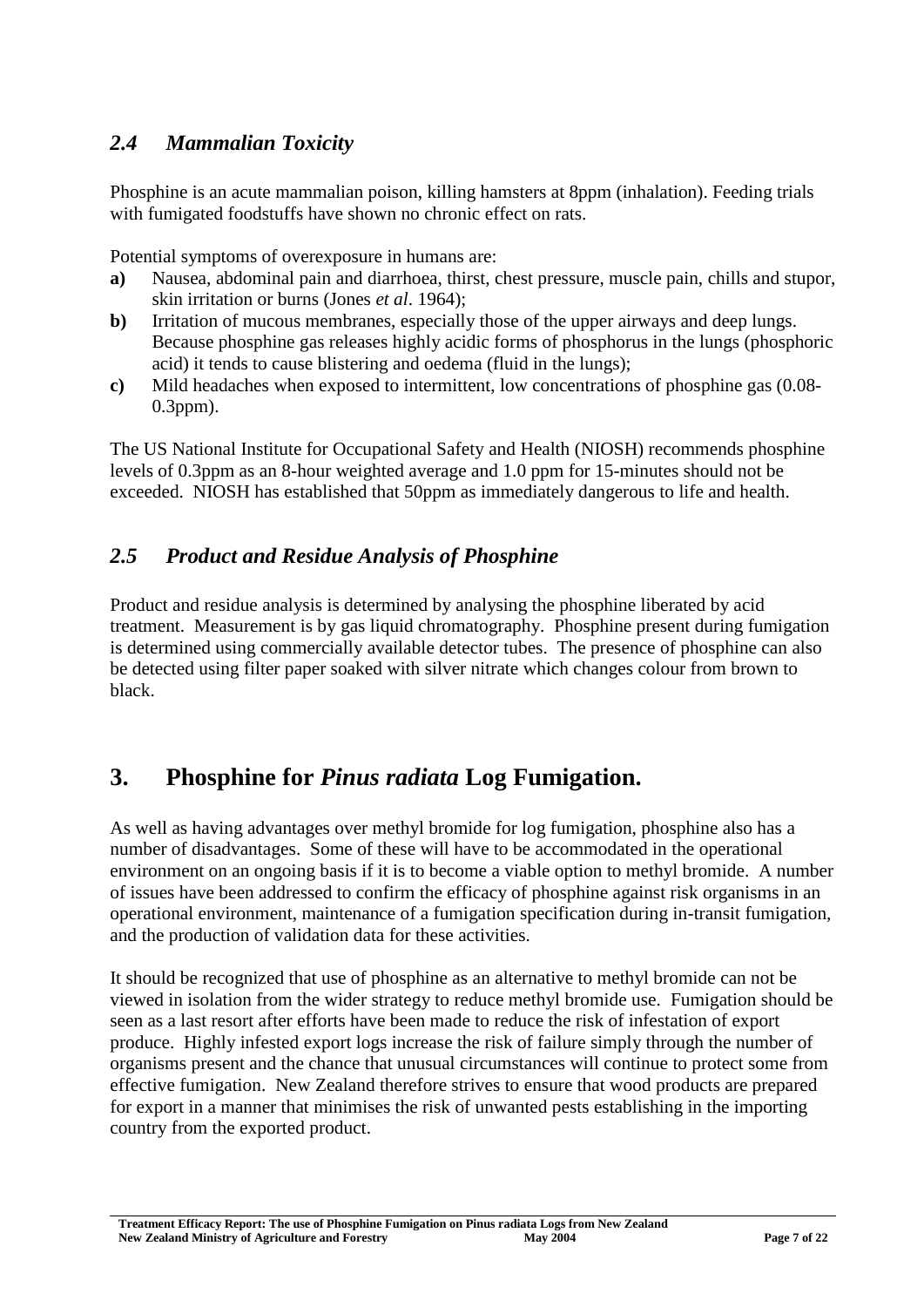## *2.4 Mammalian Toxicity*

Phosphine is an acute mammalian poison, killing hamsters at 8ppm (inhalation). Feeding trials with fumigated foodstuffs have shown no chronic effect on rats.

Potential symptoms of overexposure in humans are:

- **a)** Nausea, abdominal pain and diarrhoea, thirst, chest pressure, muscle pain, chills and stupor, skin irritation or burns (Jones *et al*. 1964);
- **b)** Irritation of mucous membranes, especially those of the upper airways and deep lungs. Because phosphine gas releases highly acidic forms of phosphorus in the lungs (phosphoric acid) it tends to cause blistering and oedema (fluid in the lungs);
- **c)** Mild headaches when exposed to intermittent, low concentrations of phosphine gas (0.08-0.3ppm).

The US National Institute for Occupational Safety and Health (NIOSH) recommends phosphine levels of 0.3ppm as an 8-hour weighted average and 1.0 ppm for 15-minutes should not be exceeded. NIOSH has established that 50ppm as immediately dangerous to life and health.

## *2.5 Product and Residue Analysis of Phosphine*

Product and residue analysis is determined by analysing the phosphine liberated by acid treatment. Measurement is by gas liquid chromatography. Phosphine present during fumigation is determined using commercially available detector tubes. The presence of phosphine can also be detected using filter paper soaked with silver nitrate which changes colour from brown to black.

# 3. Phosphine for *Pinus radiata* Log Fumigation.

As well as having advantages over methyl bromide for log fumigation, phosphine also has a number of disadvantages. Some of these will have to be accommodated in the operational environment on an ongoing basis if it is to become a viable option to methyl bromide. A number of issues have been addressed to confirm the efficacy of phosphine against risk organisms in an operational environment, maintenance of a fumigation specification during in-transit fumigation, and the production of validation data for these activities.

It should be recognized that use of phosphine as an alternative to methyl bromide can not be viewed in isolation from the wider strategy to reduce methyl bromide use. Fumigation should be seen as a last resort after efforts have been made to reduce the risk of infestation of export produce. Highly infested export logs increase the risk of failure simply through the number of organisms present and the chance that unusual circumstances will continue to protect some from effective fumigation. New Zealand therefore strives to ensure that wood products are prepared for export in a manner that minimises the risk of unwanted pests establishing in the importing country from the exported product.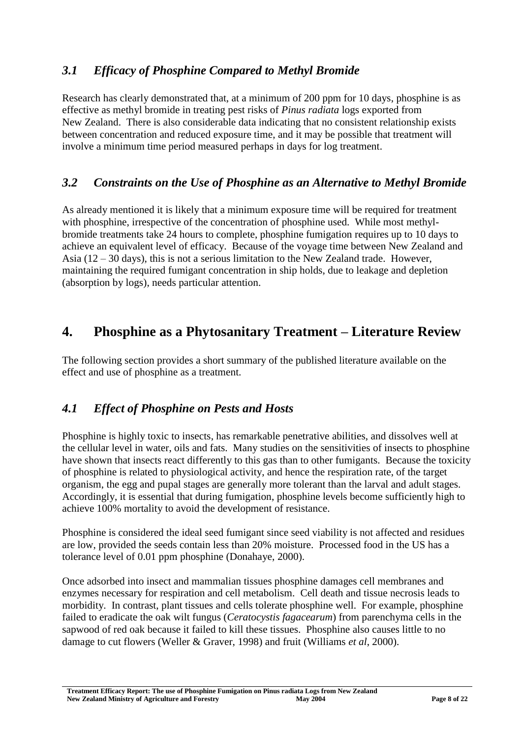### *3.1 Efficacy of Phosphine Compared to Methyl Bromide*

Research has clearly demonstrated that, at a minimum of 200 ppm for 10 days, phosphine is as effective as methyl bromide in treating pest risks of *Pinus radiata* logs exported from New Zealand. There is also considerable data indicating that no consistent relationship exists between concentration and reduced exposure time, and it may be possible that treatment will involve a minimum time period measured perhaps in days for log treatment.

### *3.2 Constraints on the Use of Phosphine as an Alternative to Methyl Bromide*

As already mentioned it is likely that a minimum exposure time will be required for treatment with phosphine, irrespective of the concentration of phosphine used. While most methyl-bromide treatments take 24 hours to complete, phosphine fumigation requires up to 10 days to achieve an equivalent level of efficacy. Because of the voyage time between New Zealand and Asia (12 – 30 days), this is not a serious limitation to the New Zealand trade. However, maintaining the required fumigant concentration in ship holds, due to leakage and depletion (absorption by logs), needs particular attention.

## 4. Phosphine as a Phytosanitary Treatment – Literature Review

The following section provides a short summary of the published literature available on the effect and use of phosphine as a treatment.

### *4.1 Effect of Phosphine on Pests and Hosts*

Phosphine is highly toxic to insects, has remarkable penetrative abilities, and dissolves well at the cellular level in water, oils and fats. Many studies on the sensitivities of insects to phosphine have shown that insects react differently to this gas than to other fumigants. Because the toxicity of phosphine is related to physiological activity, and hence the respiration rate, of the target organism, the egg and pupal stages are generally more tolerant than the larval and adult stages. Accordingly, it is essential that during fumigation, phosphine levels become sufficiently high to achieve 100% mortality to avoid the development of resistance.

Phosphine is considered the ideal seed fumigant since seed viability is not affected and residues are low, provided the seeds contain less than 20% moisture. Processed food in the US has a tolerance level of 0.01 ppm phosphine (Donahaye, 2000).

Once adsorbed into insect and mammalian tissues phosphine damages cell membranes and enzymes necessary for respiration and cell metabolism. Cell death and tissue necrosis leads to morbidity. In contrast, plant tissues and cells tolerate phosphine well. For example, phosphine failed to eradicate the oak wilt fungus (*Ceratocystis fagacearum*) from parenchyma cells in the sapwood of red oak because it failed to kill these tissues. Phosphine also causes little to no damage to cut flowers (Weller & Graver, 1998) and fruit (Williams *et al*, 2000).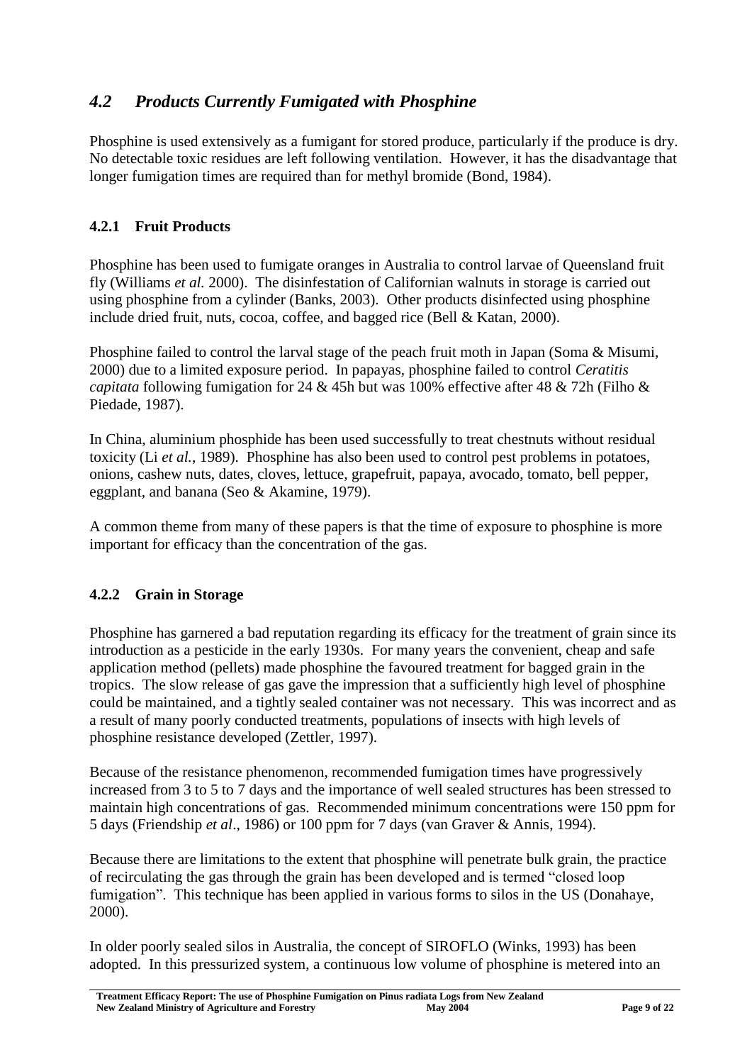## *4.2 Products Currently Fumigated with Phosphine*

Phosphine is used extensively as a fumigant for stored produce, particularly if the produce is dry. No detectable toxic residues are left following ventilation. However, it has the disadvantage that longer fumigation times are required than for methyl bromide (Bond, 1984).

### 4.2.1 Fruit Products

Phosphine has been used to fumigate oranges in Australia to control larvae of Queensland fruit fly (Williams *et al.* 2000). The disinfestation of Californian walnuts in storage is carried out using phosphine from a cylinder (Banks, 2003). Other products disinfected using phosphine include dried fruit, nuts, cocoa, coffee, and bagged rice (Bell & Katan, 2000).

Phosphine failed to control the larval stage of the peach fruit moth in Japan (Soma & Misumi, 2000) due to a limited exposure period. In papayas, phosphine failed to control *Ceratitis capitata* following fumigation for 24 & 45h but was 100% effective after 48 & 72h (Filho & Piedade, 1987).

In China, aluminium phosphide has been used successfully to treat chestnuts without residual toxicity (Li *et al.*, 1989). Phosphine has also been used to control pest problems in potatoes, onions, cashew nuts, dates, cloves, lettuce, grapefruit, papaya, avocado, tomato, bell pepper, eggplant, and banana (Seo & Akamine, 1979).

A common theme from many of these papers is that the time of exposure to phosphine is more important for efficacy than the concentration of the gas.

### 4.2.2 Grain in Storage

Phosphine has garnered a bad reputation regarding its efficacy for the treatment of grain since its introduction as a pesticide in the early 1930s. For many years the convenient, cheap and safe application method (pellets) made phosphine the favoured treatment for bagged grain in the tropics. The slow release of gas gave the impression that a sufficiently high level of phosphine could be maintained, and a tightly sealed container was not necessary. This was incorrect and as a result of many poorly conducted treatments, populations of insects with high levels of phosphine resistance developed (Zettler, 1997).

Because of the resistance phenomenon, recommended fumigation times have progressively increased from 3 to 5 to 7 days and the importance of well sealed structures has been stressed to maintain high concentrations of gas. Recommended minimum concentrations were 150 ppm for 5 days (Friendship *et al*., 1986) or 100 ppm for 7 days (van Graver & Annis, 1994).

Because there are limitations to the extent that phosphine will penetrate bulk grain, the practice of recirculating the gas through the grain has been developed and is termed "closed loop fumigation". This technique has been applied in various forms to silos in the US (Donahaye, 2000).

In older poorly sealed silos in Australia, the concept of SIROFLO (Winks, 1993) has been adopted. In this pressurized system, a continuous low volume of phosphine is metered into an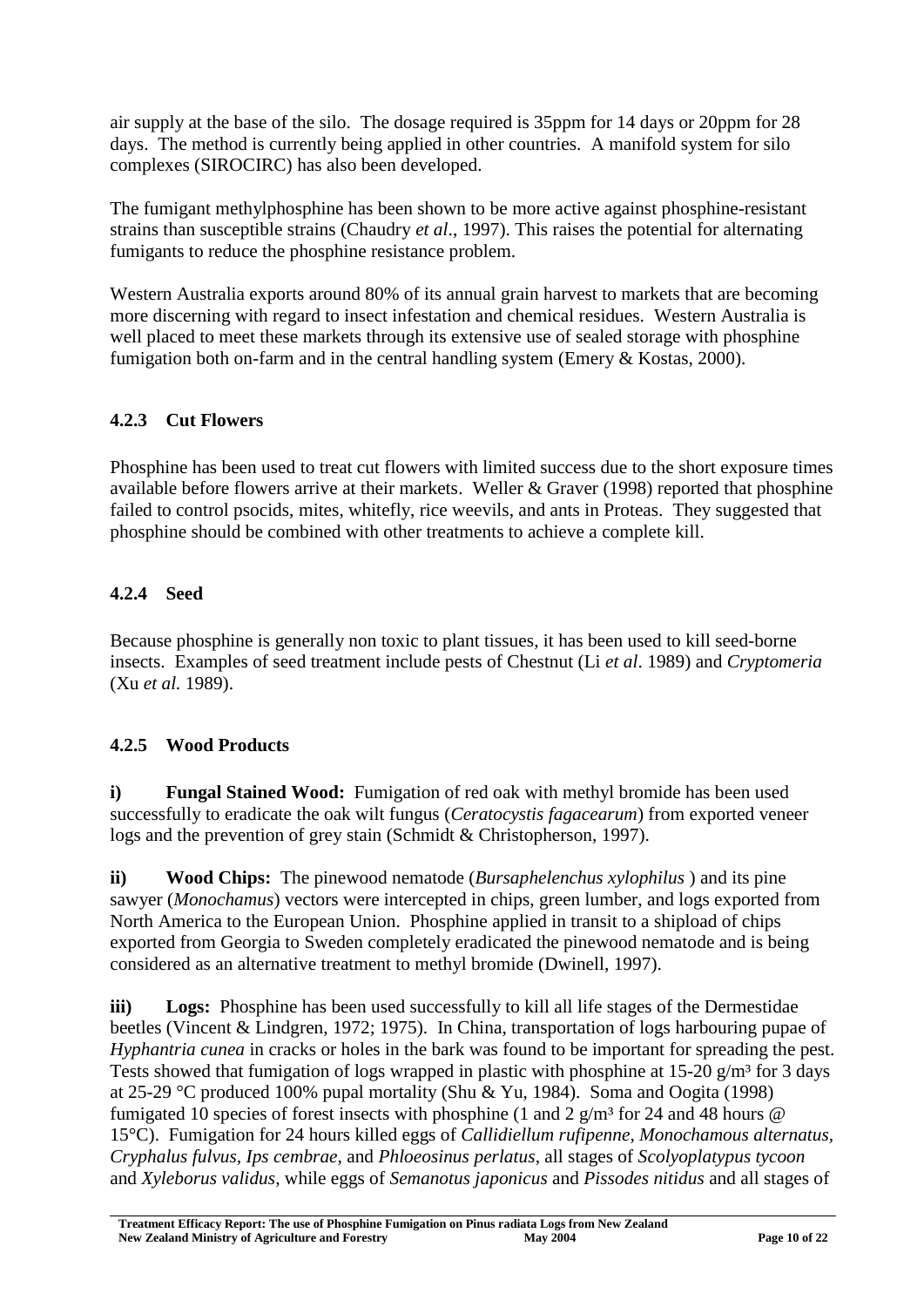air supply at the base of the silo. The dosage required is 35ppm for 14 days or 20ppm for 28 days. The method is currently being applied in other countries. A manifold system for silo complexes (SIROCIRC) has also been developed.

The fumigant methylphosphine has been shown to be more active against phosphine-resistant strains than susceptible strains (Chaudry *et al*., 1997). This raises the potential for alternating fumigants to reduce the phosphine resistance problem.

Western Australia exports around 80% of its annual grain harvest to markets that are becoming more discerning with regard to insect infestation and chemical residues. Western Australia is well placed to meet these markets through its extensive use of sealed storage with phosphine fumigation both on-farm and in the central handling system (Emery & Kostas, 2000).

### 4.2.3 Cut Flowers

Phosphine has been used to treat cut flowers with limited success due to the short exposure times available before flowers arrive at their markets. Weller & Graver (1998) reported that phosphine failed to control psocids, mites, whitefly, rice weevils, and ants in Proteas. They suggested that phosphine should be combined with other treatments to achieve a complete kill.

### 4.2.4 Seed

Because phosphine is generally non toxic to plant tissues, it has been used to kill seed-borne insects. Examples of seed treatment include pests of Chestnut (Li *et al*. 1989) and *Cryptomeria* (Xu *et al.* 1989).

### 4.2.5 Wood Products

**i) Fungal Stained Wood:** Fumigation of red oak with methyl bromide has been used successfully to eradicate the oak wilt fungus (*Ceratocystis fagacearum*) from exported veneer logs and the prevention of grey stain (Schmidt & Christopherson, 1997).

**ii) Wood Chips:** The pinewood nematode (*Bursaphelenchus xylophilus* ) and its pine sawyer (*Monochamus*) vectors were intercepted in chips, green lumber, and logs exported from North America to the European Union. Phosphine applied in transit to a shipload of chips exported from Georgia to Sweden completely eradicated the pinewood nematode and is being considered as an alternative treatment to methyl bromide (Dwinell, 1997).

**iii) Logs:** Phosphine has been used successfully to kill all life stages of the Dermestidae beetles (Vincent & Lindgren, 1972; 1975). In China, transportation of logs harbouring pupae of *Hyphantria cunea* in cracks or holes in the bark was found to be important for spreading the pest. Tests showed that fumigation of logs wrapped in plastic with phosphine at 15-20 g/m³ for 3 days at 25-29 °C produced 100% pupal mortality (Shu & Yu, 1984). Soma and Oogita (1998) fumigated 10 species of forest insects with phosphine (1 and 2 g/m³ for 24 and 48 hours @ 15°C). Fumigation for 24 hours killed eggs of *Callidiellum rufipenne, Monochamous alternatus, Cryphalus fulvus, Ips cembrae*, and *Phloeosinus perlatus*, all stages of *Scolyoplatypus tycoon* and *Xyleborus validus*, while eggs of *Semanotus japonicus* and *Pissodes nitidus* and all stages of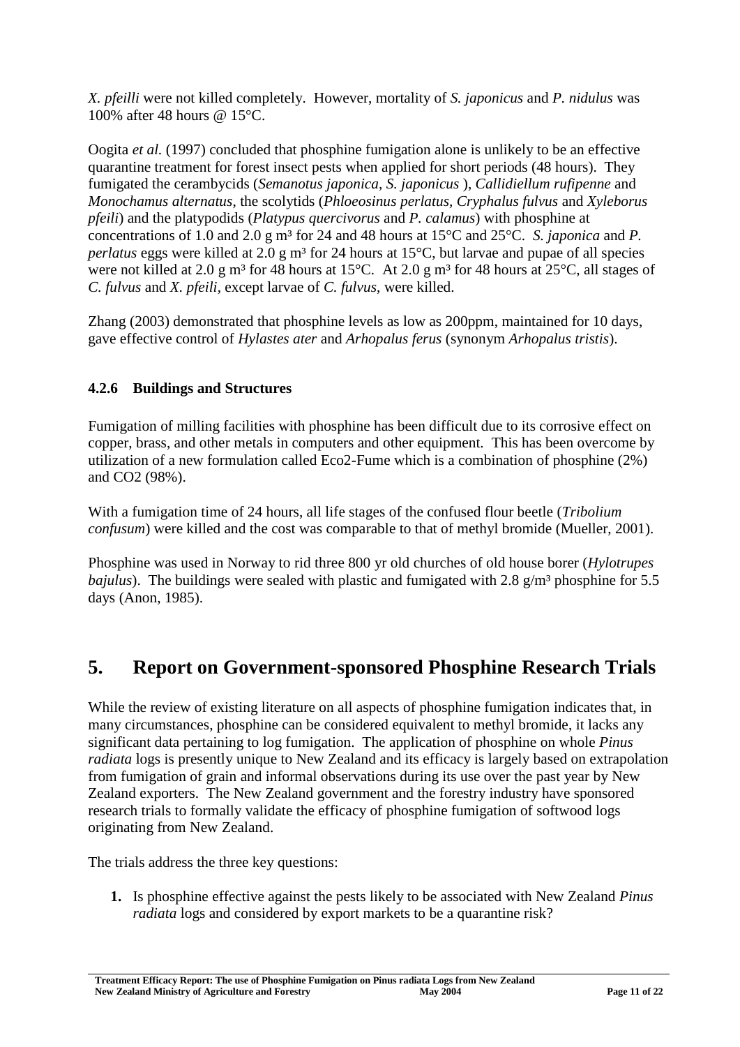*X. pfeilli* were not killed completely. However, mortality of *S. japonicus* and *P. nidulus* was 100% after 48 hours @ 15°C.

Oogita *et al.* (1997) concluded that phosphine fumigation alone is unlikely to be an effective quarantine treatment for forest insect pests when applied for short periods (48 hours). They fumigated the cerambycids (*Semanotus japonica*, *S. japonicus* ), *Callidiellum rufipenne* and *Monochamus alternatus*, the scolytids (*Phloeosinus perlatus, Cryphalus fulvus* and *Xyleborus pfeili*) and the platypodids (*Platypus quercivorus* and *P. calamus*) with phosphine at concentrations of 1.0 and 2.0 g m³ for 24 and 48 hours at 15°C and 25°C. *S. japonica* and *P. perlatus* eggs were killed at 2.0 g m³ for 24 hours at 15°C, but larvae and pupae of all species were not killed at 2.0 g m³ for 48 hours at 15°C. At 2.0 g m³ for 48 hours at 25°C, all stages of *C. fulvus* and *X. pfeili*, except larvae of *C. fulvus*, were killed.

Zhang (2003) demonstrated that phosphine levels as low as 200ppm, maintained for 10 days, gave effective control of *Hylastes ater* and *Arhopalus ferus* (synonym *Arhopalus tristis*).

### 4.2.6 Buildings and Structures

Fumigation of milling facilities with phosphine has been difficult due to its corrosive effect on copper, brass, and other metals in computers and other equipment. This has been overcome by utilization of a new formulation called Eco2-Fume which is a combination of phosphine (2%) and $CO_2$ (98%).

With a fumigation time of 24 hours, all life stages of the confused flour beetle (*Tribolium confusum*) were killed and the cost was comparable to that of methyl bromide (Mueller, 2001).

Phosphine was used in Norway to rid three 800 yr old churches of old house borer (*Hylotrupes bajulus*). The buildings were sealed with plastic and fumigated with 2.8 g/m³ phosphine for 5.5 days (Anon, 1985).

## 5. Report on Government-sponsored Phosphine Research Trials

While the review of existing literature on all aspects of phosphine fumigation indicates that, in many circumstances, phosphine can be considered equivalent to methyl bromide, it lacks any significant data pertaining to log fumigation. The application of phosphine on whole *Pinus radiata* logs is presently unique to New Zealand and its efficacy is largely based on extrapolation from fumigation of grain and informal observations during its use over the past year by New Zealand exporters. The New Zealand government and the forestry industry have sponsored research trials to formally validate the efficacy of phosphine fumigation of softwood logs originating from New Zealand.

The trials address the three key questions:

1. Is phosphine effective against the pests likely to be associated with New Zealand *Pinus radiata* logs and considered by export markets to be a quarantine risk?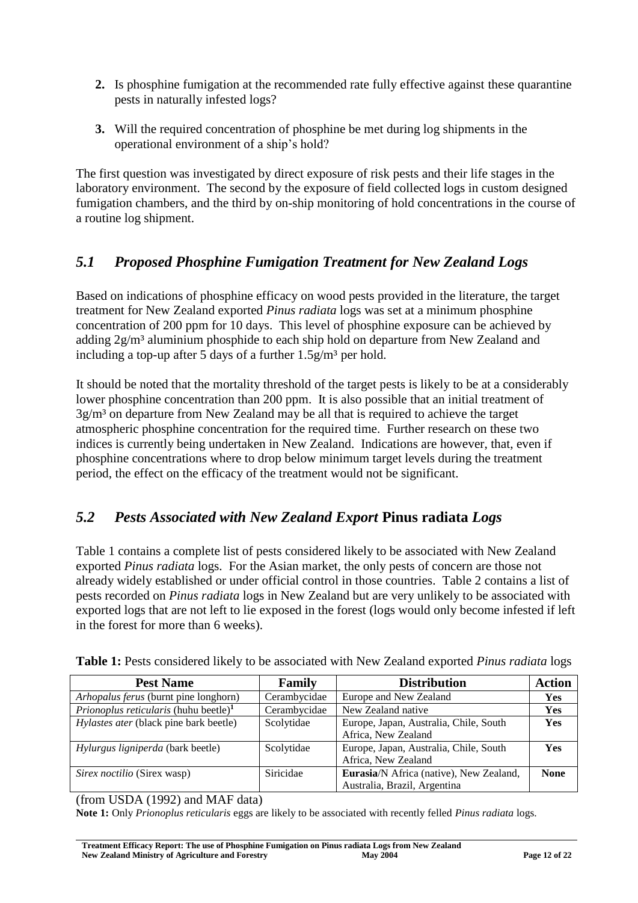2. Is phosphine fumigation at the recommended rate fully effective against these quarantine pests in naturally infested logs?

3. Will the required concentration of phosphine be met during log shipments in the operational environment of a ship's hold?

The first question was investigated by direct exposure of risk pests and their life stages in the laboratory environment. The second by the exposure of field collected logs in custom designed fumigation chambers, and the third by on-ship monitoring of hold concentrations in the course of a routine log shipment.

## *5.1 Proposed Phosphine Fumigation Treatment for New Zealand Logs*

Based on indications of phosphine efficacy on wood pests provided in the literature, the target treatment for New Zealand exported *Pinus radiata* logs was set at a minimum phosphine concentration of 200 ppm for 10 days. This level of phosphine exposure can be achieved by adding 2g/m³ aluminium phosphide to each ship hold on departure from New Zealand and including a top-up after 5 days of a further 1.5g/m³ per hold.

It should be noted that the mortality threshold of the target pests is likely to be at a considerably lower phosphine concentration than 200 ppm. It is also possible that an initial treatment of 3g/m³ on departure from New Zealand may be all that is required to achieve the target atmospheric phosphine concentration for the required time. Further research on these two indices is currently being undertaken in New Zealand. Indications are however, that, even if phosphine concentrations where to drop below minimum target levels during the treatment period, the effect on the efficacy of the treatment would not be significant.

## *5.2 Pests Associated with New Zealand Export* Pinus radiata *Logs*

Table 1 contains a complete list of pests considered likely to be associated with New Zealand exported *Pinus radiata* logs. For the Asian market, the only pests of concern are those not already widely established or under official control in those countries. Table 2 contains a list of pests recorded on *Pinus radiata* logs in New Zealand but are very unlikely to be associated with exported logs that are not left to lie exposed in the forest (logs would only become infested if left in the forest for more than 6 weeks).

**Table 1:** Pests considered likely to be associated with New Zealand exported *Pinus radiata* logs

| Pest Name | Family | Distribution | Action |
|---|---|---|---|
| *Arhopalus ferus* (burnt pine longhorn) | Cerambycidae | Europe and New Zealand | **Yes** |
| *Prionoplus reticularis* (huhu beetle)[1] | Cerambycidae | New Zealand native | **Yes** |
| *Hylastes ater* (black pine bark beetle) | Scolytidae | Europe, Japan, Australia, Chile, South Africa, New Zealand | **Yes** |
| *Hylurgus ligniperda* (bark beetle) | Scolytidae | Europe, Japan, Australia, Chile, South Africa, New Zealand | **Yes** |
| *Sirex noctilio* (Sirex wasp) | Siricidae | **Eurasia**/N Africa (native), New Zealand, Australia, Brazil, Argentina | **None** |

(from USDA (1992) and MAF data)

**Note 1:** Only *Prionoplus reticularis* eggs are likely to be associated with recently felled *Pinus radiata* logs.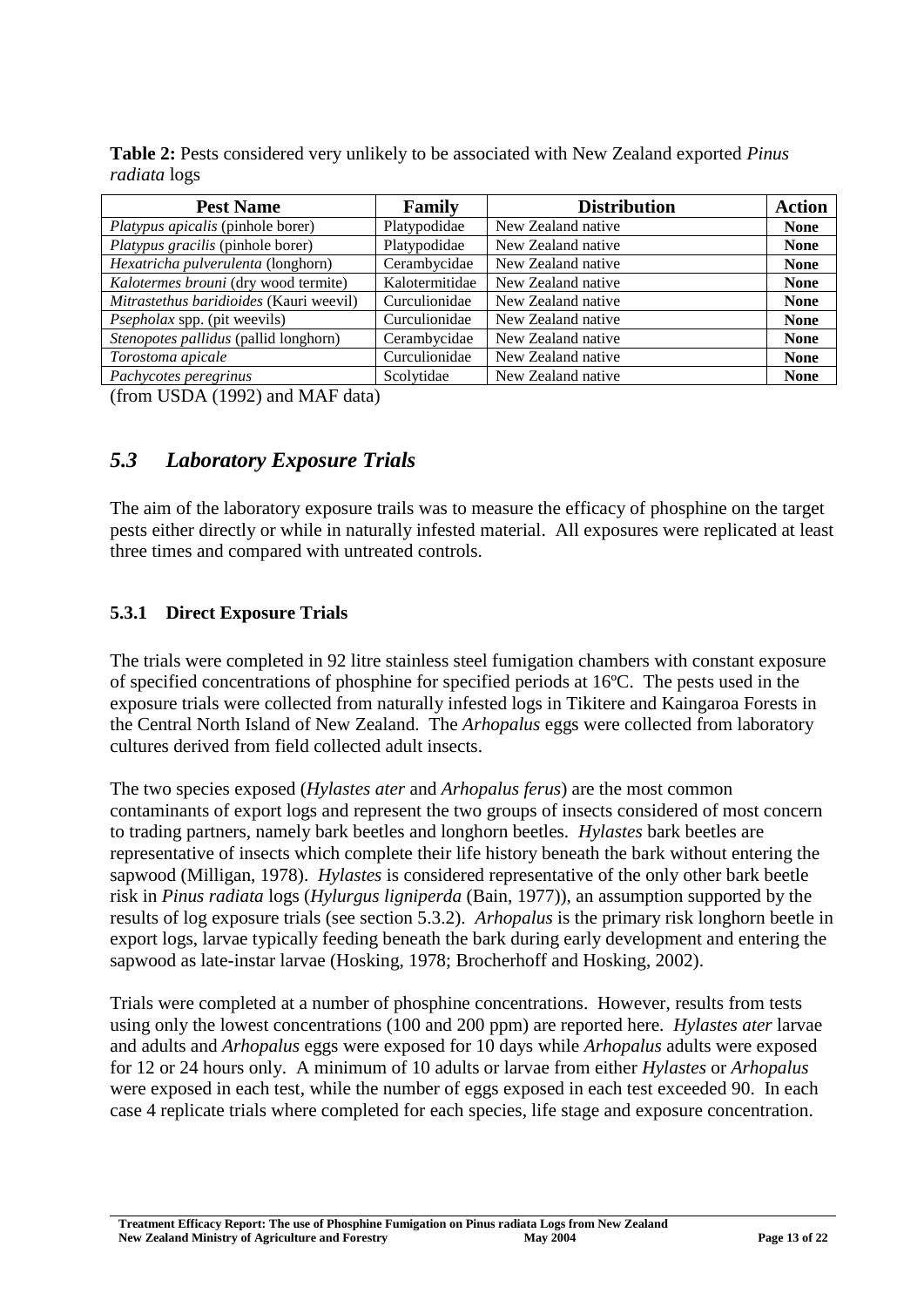**Table 2:** Pests considered very unlikely to be associated with New Zealand exported *Pinus radiata* logs

| Pest Name | Family | Distribution | Action |
|---|---|---|---|
| *Platypus apicalis* (pinhole borer) | Platypodidae | New Zealand native | **None** |
| *Platypus gracilis* (pinhole borer) | Platypodidae | New Zealand native | **None** |
| *Hexatricha pulverulenta* (longhorn) | Cerambycidae | New Zealand native | **None** |
| *Kalotermes brouni* (dry wood termite) | Kalotermitidae | New Zealand native | **None** |
| *Mitrastethus baridioides* (Kauri weevil) | Curculionidae | New Zealand native | **None** |
| *Psepholax* spp. (pit weevils) | Curculionidae | New Zealand native | **None** |
| *Stenopotes pallidus* (pallid longhorn) | Cerambycidae | New Zealand native | **None** |
| *Torostoma apicale* | Curculionidae | New Zealand native | **None** |
| *Pachycotes peregrinus* | Scolytidae | New Zealand native | **None** |

(from USDA (1992) and MAF data)

## *5.3 Laboratory Exposure Trials*

The aim of the laboratory exposure trails was to measure the efficacy of phosphine on the target pests either directly or while in naturally infested material. All exposures were replicated at least three times and compared with untreated controls.

### 5.3.1 Direct Exposure Trials

The trials were completed in 92 litre stainless steel fumigation chambers with constant exposure of specified concentrations of phosphine for specified periods at 16ºC. The pests used in the exposure trials were collected from naturally infested logs in Tikitere and Kaingaroa Forests in the Central North Island of New Zealand. The *Arhopalus* eggs were collected from laboratory cultures derived from field collected adult insects.

The two species exposed (*Hylastes ater* and *Arhopalus ferus*) are the most common contaminants of export logs and represent the two groups of insects considered of most concern to trading partners, namely bark beetles and longhorn beetles. *Hylastes* bark beetles are representative of insects which complete their life history beneath the bark without entering the sapwood (Milligan, 1978). *Hylastes* is considered representative of the only other bark beetle risk in *Pinus radiata* logs (*Hylurgus ligniperda* (Bain, 1977)), an assumption supported by the results of log exposure trials (see section 5.3.2). *Arhopalus* is the primary risk longhorn beetle in export logs, larvae typically feeding beneath the bark during early development and entering the sapwood as late-instar larvae (Hosking, 1978; Brocherhoff and Hosking, 2002).

Trials were completed at a number of phosphine concentrations. However, results from tests using only the lowest concentrations (100 and 200 ppm) are reported here. *Hylastes ater* larvae and adults and *Arhopalus* eggs were exposed for 10 days while *Arhopalus* adults were exposed for 12 or 24 hours only. A minimum of 10 adults or larvae from either *Hylastes* or *Arhopalus* were exposed in each test, while the number of eggs exposed in each test exceeded 90. In each case 4 replicate trials where completed for each species, life stage and exposure concentration.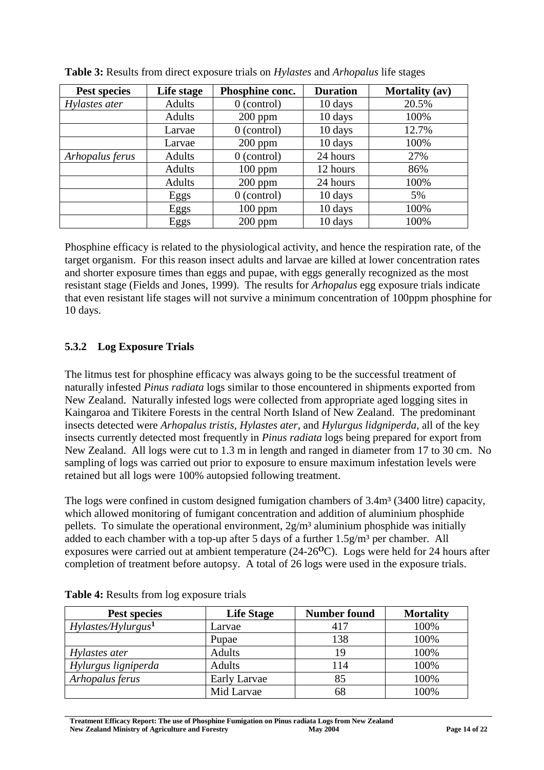**Table 3:** Results from direct exposure trials on *Hylastes* and *Arhopalus* life stages

| Pest species | Life stage | Phosphine conc. | Duration | Mortality (av) |
|---|---|---|---|---|
| *Hylastes ater* | Adults | 0 (control) | 10 days | 20.5% |
| | Adults | 200 ppm | 10 days | 100% |
| | Larvae | 0 (control) | 10 days | 12.7% |
| | Larvae | 200 ppm | 10 days | 100% |
| *Arhopalus ferus* | Adults | 0 (control) | 24 hours | 27% |
| | Adults | 100 ppm | 12 hours | 86% |
| | Adults | 200 ppm | 24 hours | 100% |
| | Eggs | 0 (control) | 10 days | 5% |
| | Eggs | 100 ppm | 10 days | 100% |
| | Eggs | 200 ppm | 10 days | 100% |

Phosphine efficacy is related to the physiological activity, and hence the respiration rate, of the target organism. For this reason insect adults and larvae are killed at lower concentration rates and shorter exposure times than eggs and pupae, with eggs generally recognized as the most resistant stage (Fields and Jones, 1999). The results for *Arhopalus* egg exposure trials indicate that even resistant life stages will not survive a minimum concentration of 100ppm phosphine for 10 days.

### 5.3.2 Log Exposure Trials

The litmus test for phosphine efficacy was always going to be the successful treatment of naturally infested *Pinus radiata* logs similar to those encountered in shipments exported from New Zealand. Naturally infested logs were collected from appropriate aged logging sites in Kaingaroa and Tikitere Forests in the central North Island of New Zealand. The predominant insects detected were *Arhopalus tristis, Hylastes ater*, and *Hylurgus lidgniperda*, all of the key insects currently detected most frequently in *Pinus radiata* logs being prepared for export from New Zealand. All logs were cut to 1.3 m in length and ranged in diameter from 17 to 30 cm. No sampling of logs was carried out prior to exposure to ensure maximum infestation levels were retained but all logs were 100% autopsied following treatment.

The logs were confined in custom designed fumigation chambers of 3.4m³ (3400 litre) capacity, which allowed monitoring of fumigant concentration and addition of aluminium phosphide pellets. To simulate the operational environment, 2g/m³ aluminium phosphide was initially added to each chamber with a top-up after 5 days of a further 1.5g/m³ per chamber. All exposures were carried out at ambient temperature (24-26°C). Logs were held for 24 hours after completion of treatment before autopsy. A total of 26 logs were used in the exposure trials.

**Table 4:** Results from log exposure trials

| Pest species | Life Stage | Number found | Mortality |
|---|---|---|---|
| *Hylastes/Hylurgus*[1] | Larvae | 417 | 100% |
| | Pupae | 138 | 100% |
| *Hylastes ater* | Adults | 19 | 100% |
| *Hylurgus ligniperda* | Adults | 114 | 100% |
| *Arhopalus ferus* | Early Larvae | 85 | 100% |
| | Mid Larvae | 68 | 100% |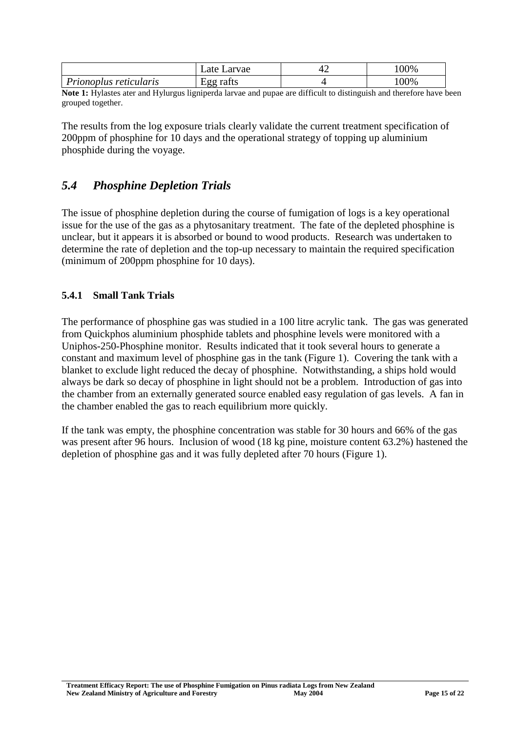| | Late Larvae | 42 | 100% |
|---|---|---|---|
| *Prionoplus reticularis* | Egg rafts | 4 | 100% |

**Note 1:** Hylastes ater and Hylurgus ligniperda larvae and pupae are difficult to distinguish and therefore have been grouped together.

The results from the log exposure trials clearly validate the current treatment specification of 200ppm of phosphine for 10 days and the operational strategy of topping up aluminium phosphide during the voyage.

## *5.4 Phosphine Depletion Trials*

The issue of phosphine depletion during the course of fumigation of logs is a key operational issue for the use of the gas as a phytosanitary treatment. The fate of the depleted phosphine is unclear, but it appears it is absorbed or bound to wood products. Research was undertaken to determine the rate of depletion and the top-up necessary to maintain the required specification (minimum of 200ppm phosphine for 10 days).

### 5.4.1 Small Tank Trials

The performance of phosphine gas was studied in a 100 litre acrylic tank. The gas was generated from Quickphos aluminium phosphide tablets and phosphine levels were monitored with a Uniphos-250-Phosphine monitor. Results indicated that it took several hours to generate a constant and maximum level of phosphine gas in the tank (Figure 1). Covering the tank with a blanket to exclude light reduced the decay of phosphine. Notwithstanding, a ships hold would always be dark so decay of phosphine in light should not be a problem. Introduction of gas into the chamber from an externally generated source enabled easy regulation of gas levels. A fan in the chamber enabled the gas to reach equilibrium more quickly.

If the tank was empty, the phosphine concentration was stable for 30 hours and 66% of the gas was present after 96 hours. Inclusion of wood (18 kg pine, moisture content 63.2%) hastened the depletion of phosphine gas and it was fully depleted after 70 hours (Figure 1).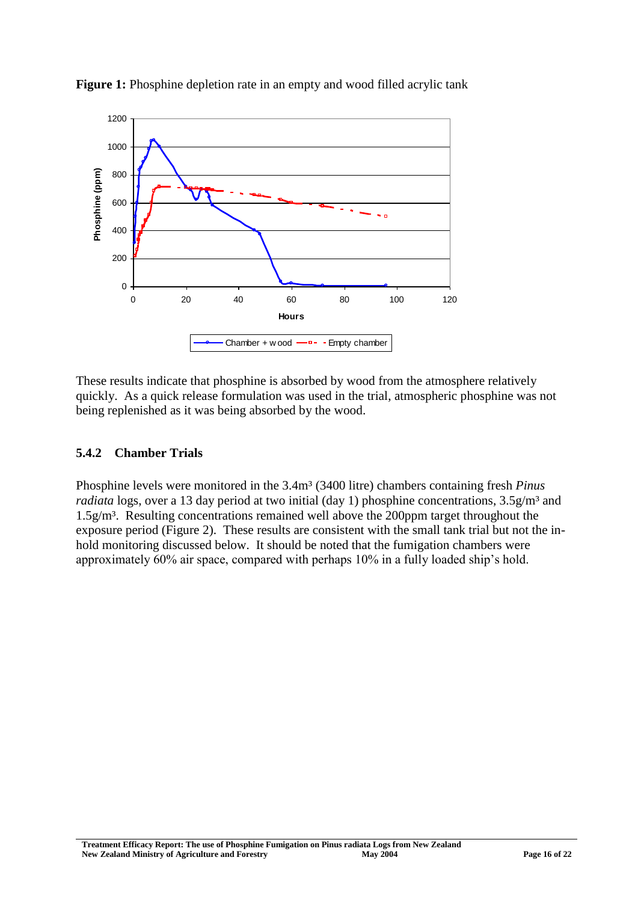**Figure 1:** Phosphine depletion rate in an empty and wood filled acrylic tank

These results indicate that phosphine is absorbed by wood from the atmosphere relatively quickly. As a quick release formulation was used in the trial, atmospheric phosphine was not being replenished as it was being absorbed by the wood.

### 5.4.2 Chamber Trials

Phosphine levels were monitored in the 3.4m³ (3400 litre) chambers containing fresh *Pinus radiata* logs, over a 13 day period at two initial (day 1) phosphine concentrations, 3.5g/m³ and 1.5g/m³. Resulting concentrations remained well above the 200ppm target throughout the exposure period (Figure 2). These results are consistent with the small tank trial but not the in-hold monitoring discussed below. It should be noted that the fumigation chambers were approximately 60% air space, compared with perhaps 10% in a fully loaded ship's hold.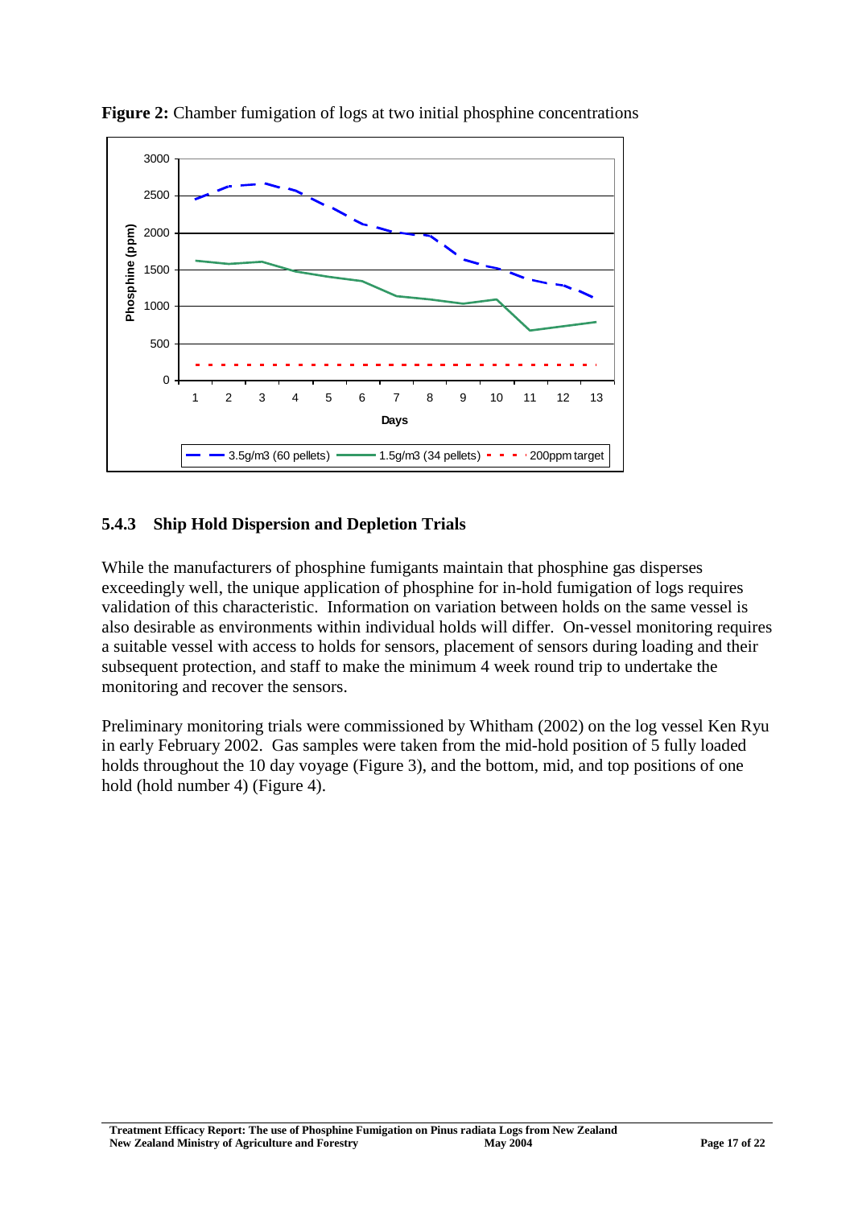**Figure 2:** Chamber fumigation of logs at two initial phosphine concentrations

### 5.4.3 Ship Hold Dispersion and Depletion Trials

While the manufacturers of phosphine fumigants maintain that phosphine gas disperses exceedingly well, the unique application of phosphine for in-hold fumigation of logs requires validation of this characteristic. Information on variation between holds on the same vessel is also desirable as environments within individual holds will differ. On-vessel monitoring requires a suitable vessel with access to holds for sensors, placement of sensors during loading and their subsequent protection, and staff to make the minimum 4 week round trip to undertake the monitoring and recover the sensors.

Preliminary monitoring trials were commissioned by Whitham (2002) on the log vessel Ken Ryu in early February 2002. Gas samples were taken from the mid-hold position of 5 fully loaded holds throughout the 10 day voyage (Figure 3), and the bottom, mid, and top positions of one hold (hold number 4) (Figure 4).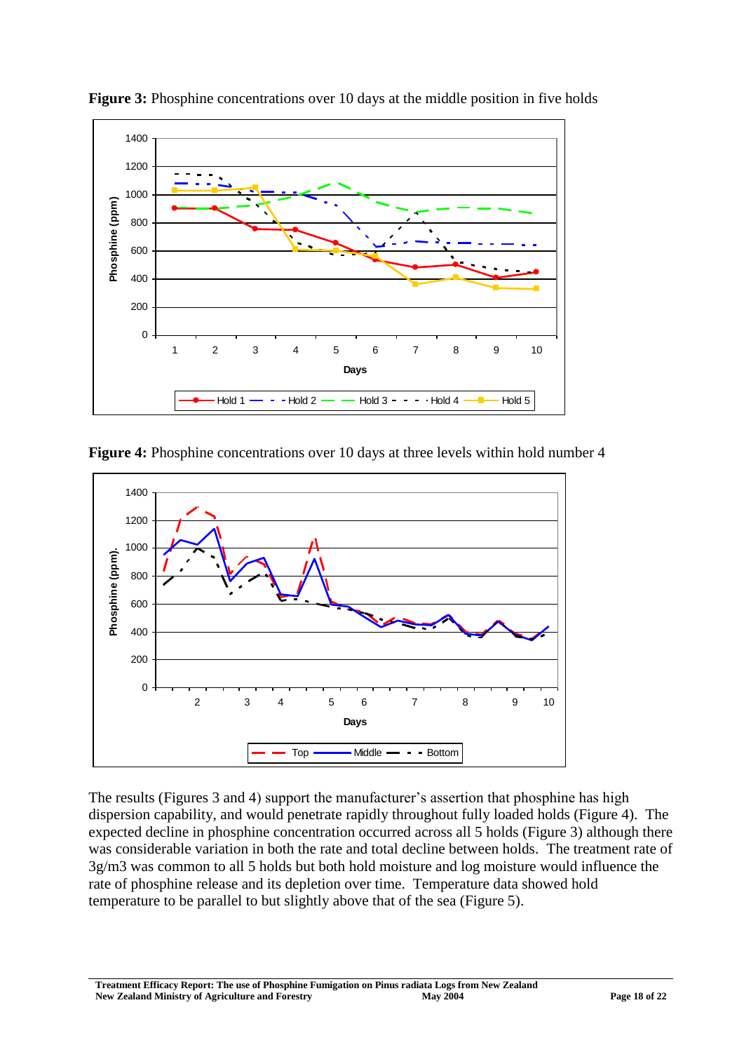**Figure 3:** Phosphine concentrations over 10 days at the middle position in five holds

**Figure 4:** Phosphine concentrations over 10 days at three levels within hold number 4

The results (Figures 3 and 4) support the manufacturer's assertion that phosphine has high dispersion capability, and would penetrate rapidly throughout fully loaded holds (Figure 4). The expected decline in phosphine concentration occurred across all 5 holds (Figure 3) although there was considerable variation in both the rate and total decline between holds. The treatment rate of 3g/m3 was common to all 5 holds but both hold moisture and log moisture would influence the rate of phosphine release and its depletion over time. Temperature data showed hold temperature to be parallel to but slightly above that of the sea (Figure 5).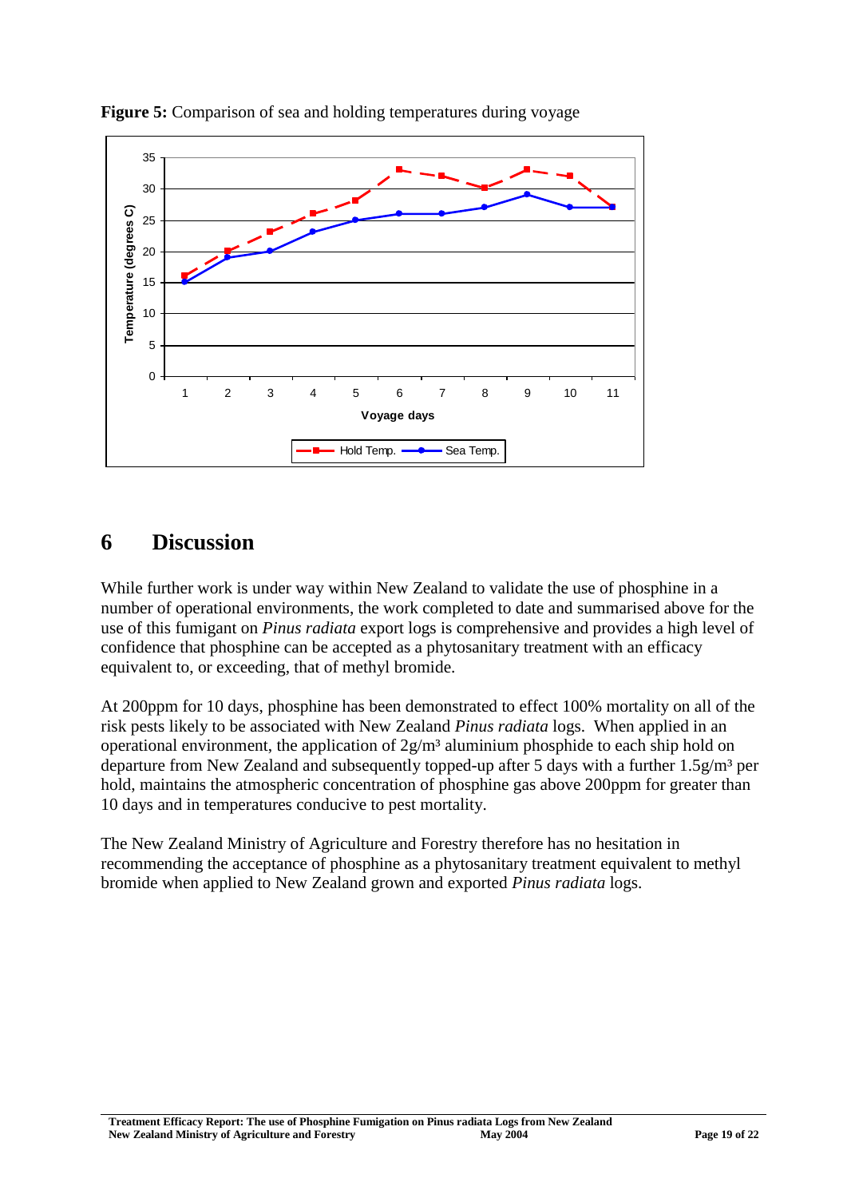**Figure 5:** Comparison of sea and holding temperatures during voyage

# 6 Discussion

While further work is under way within New Zealand to validate the use of phosphine in a number of operational environments, the work completed to date and summarised above for the use of this fumigant on *Pinus radiata* export logs is comprehensive and provides a high level of confidence that phosphine can be accepted as a phytosanitary treatment with an efficacy equivalent to, or exceeding, that of methyl bromide.

At 200ppm for 10 days, phosphine has been demonstrated to effect 100% mortality on all of the risk pests likely to be associated with New Zealand *Pinus radiata* logs. When applied in an operational environment, the application of $2g/m^3$ aluminium phosphide to each ship hold on departure from New Zealand and subsequently topped-up after 5 days with a further $1.5g/m^3$ per hold, maintains the atmospheric concentration of phosphine gas above 200ppm for greater than 10 days and in temperatures conducive to pest mortality.

The New Zealand Ministry of Agriculture and Forestry therefore has no hesitation in recommending the acceptance of phosphine as a phytosanitary treatment equivalent to methyl bromide when applied to New Zealand grown and exported *Pinus radiata* logs.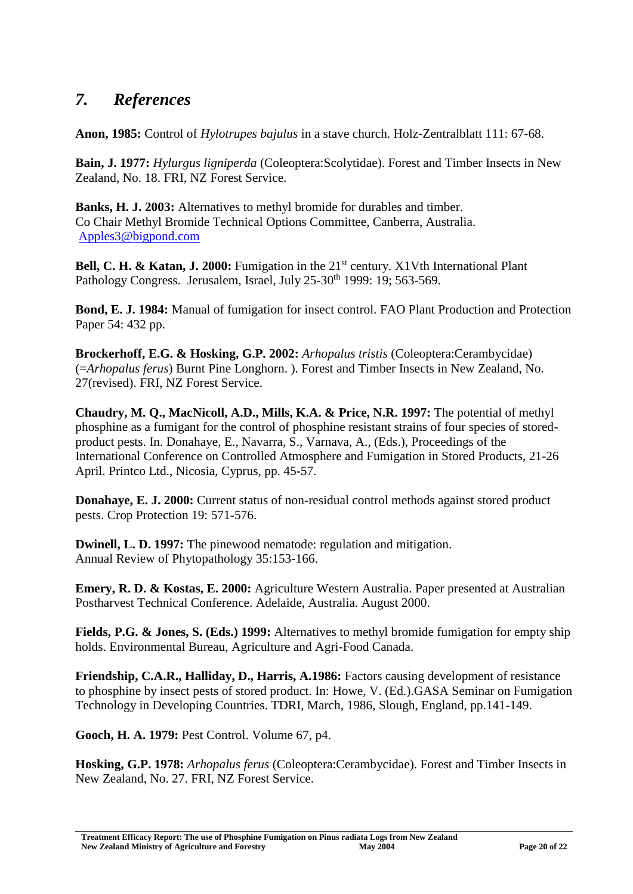## 7. References

**Anon, 1985:** Control of *Hylotrupes bajulus* in a stave church. Holz-Zentralblatt 111: 67-68.

**Bain, J. 1977:** *Hylurgus ligniperda* (Coleoptera:Scolytidae). Forest and Timber Insects in New Zealand, No. 18. FRI, NZ Forest Service.

**Banks, H. J. 2003:** Alternatives to methyl bromide for durables and timber.
Co Chair Methyl Bromide Technical Options Committee, Canberra, Australia.
Apples3@bigpond.com

**Bell, C. H. & Katan, J. 2000:** Fumigation in the 21st century. X1Vth International Plant Pathology Congress. Jerusalem, Israel, July 25-30th 1999: 19; 563-569.

**Bond, E. J. 1984:** Manual of fumigation for insect control. FAO Plant Production and Protection Paper 54: 432 pp.

**Brockerhoff, E.G. & Hosking, G.P. 2002:** *Arhopalus tristis* (Coleoptera:Cerambycidae) (=*Arhopalus ferus*) Burnt Pine Longhorn. ). Forest and Timber Insects in New Zealand, No. 27(revised). FRI, NZ Forest Service.

**Chaudry, M. Q., MacNicoll, A.D., Mills, K.A. & Price, N.R. 1997:** The potential of methyl phosphine as a fumigant for the control of phosphine resistant strains of four species of stored-product pests. In. Donahaye, E., Navarra, S., Varnava, A., (Eds.), Proceedings of the International Conference on Controlled Atmosphere and Fumigation in Stored Products, 21-26 April. Printco Ltd., Nicosia, Cyprus, pp. 45-57.

**Donahaye, E. J. 2000:** Current status of non-residual control methods against stored product pests. Crop Protection 19: 571-576.

**Dwinell, L. D. 1997:** The pinewood nematode: regulation and mitigation.
Annual Review of Phytopathology 35:153-166.

**Emery, R. D. & Kostas, E. 2000:** Agriculture Western Australia. Paper presented at Australian Postharvest Technical Conference. Adelaide, Australia. August 2000.

**Fields, P.G. & Jones, S. (Eds.) 1999:** Alternatives to methyl bromide fumigation for empty ship holds. Environmental Bureau, Agriculture and Agri-Food Canada.

**Friendship, C.A.R., Halliday, D., Harris, A.1986:** Factors causing development of resistance to phosphine by insect pests of stored product. In: Howe, V. (Ed.).GASA Seminar on Fumigation Technology in Developing Countries. TDRI, March, 1986, Slough, England, pp.141-149.

**Gooch, H. A. 1979:** Pest Control. Volume 67, p4.

**Hosking, G.P. 1978:** *Arhopalus ferus* (Coleoptera:Cerambycidae). Forest and Timber Insects in New Zealand, No. 27. FRI, NZ Forest Service.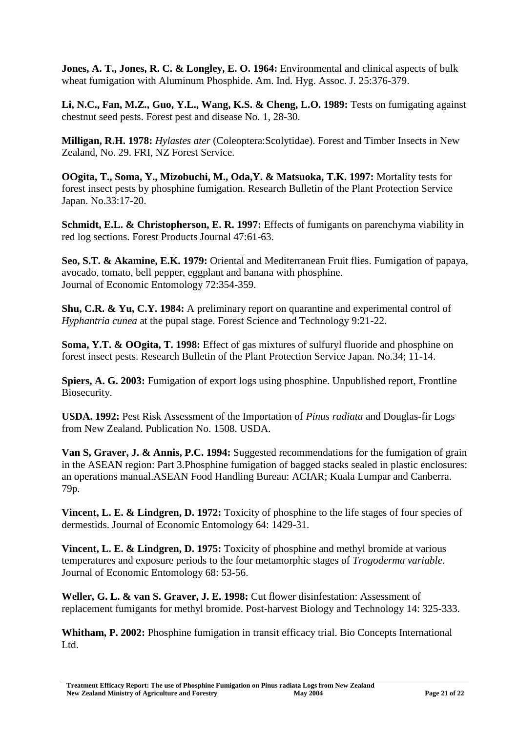**Jones, A. T., Jones, R. C. & Longley, E. O. 1964:** Environmental and clinical aspects of bulk wheat fumigation with Aluminum Phosphide. Am. Ind. Hyg. Assoc. J. 25:376-379.

**Li, N.C., Fan, M.Z., Guo, Y.L., Wang, K.S. & Cheng, L.O. 1989:** Tests on fumigating against chestnut seed pests. Forest pest and disease No. 1, 28-30.

**Milligan, R.H. 1978:** *Hylastes ater* (Coleoptera:Scolytidae). Forest and Timber Insects in New Zealand, No. 29. FRI, NZ Forest Service.

**OOgita, T., Soma, Y., Mizobuchi, M., Oda,Y. & Matsuoka, T.K. 1997:** Mortality tests for forest insect pests by phosphine fumigation. Research Bulletin of the Plant Protection Service Japan. No.33:17-20.

**Schmidt, E.L. & Christopherson, E. R. 1997:** Effects of fumigants on parenchyma viability in red log sections. Forest Products Journal 47:61-63.

**Seo, S.T. & Akamine, E.K. 1979:** Oriental and Mediterranean Fruit flies. Fumigation of papaya, avocado, tomato, bell pepper, eggplant and banana with phosphine. Journal of Economic Entomology 72:354-359.

**Shu, C.R. & Yu, C.Y. 1984:** A preliminary report on quarantine and experimental control of *Hyphantria cunea* at the pupal stage. Forest Science and Technology 9:21-22.

**Soma, Y.T. & OOgita, T. 1998:** Effect of gas mixtures of sulfuryl fluoride and phosphine on forest insect pests. Research Bulletin of the Plant Protection Service Japan. No.34; 11-14.

**Spiers, A. G. 2003:** Fumigation of export logs using phosphine. Unpublished report, Frontline Biosecurity.

**USDA. 1992:** Pest Risk Assessment of the Importation of *Pinus radiata* and Douglas-fir Logs from New Zealand. Publication No. 1508. USDA.

**Van S, Graver, J. & Annis, P.C. 1994:** Suggested recommendations for the fumigation of grain in the ASEAN region: Part 3.Phosphine fumigation of bagged stacks sealed in plastic enclosures: an operations manual.ASEAN Food Handling Bureau: ACIAR; Kuala Lumpar and Canberra. 79p.

**Vincent, L. E. & Lindgren, D. 1972:** Toxicity of phosphine to the life stages of four species of dermestids. Journal of Economic Entomology 64: 1429-31.

**Vincent, L. E. & Lindgren, D. 1975:** Toxicity of phosphine and methyl bromide at various temperatures and exposure periods to the four metamorphic stages of *Trogoderma variable.* Journal of Economic Entomology 68: 53-56.

**Weller, G. L. & van S. Graver, J. E. 1998:** Cut flower disinfestation: Assessment of replacement fumigants for methyl bromide. Post-harvest Biology and Technology 14: 325-333.

**Whitham, P. 2002:** Phosphine fumigation in transit efficacy trial. Bio Concepts International Ltd.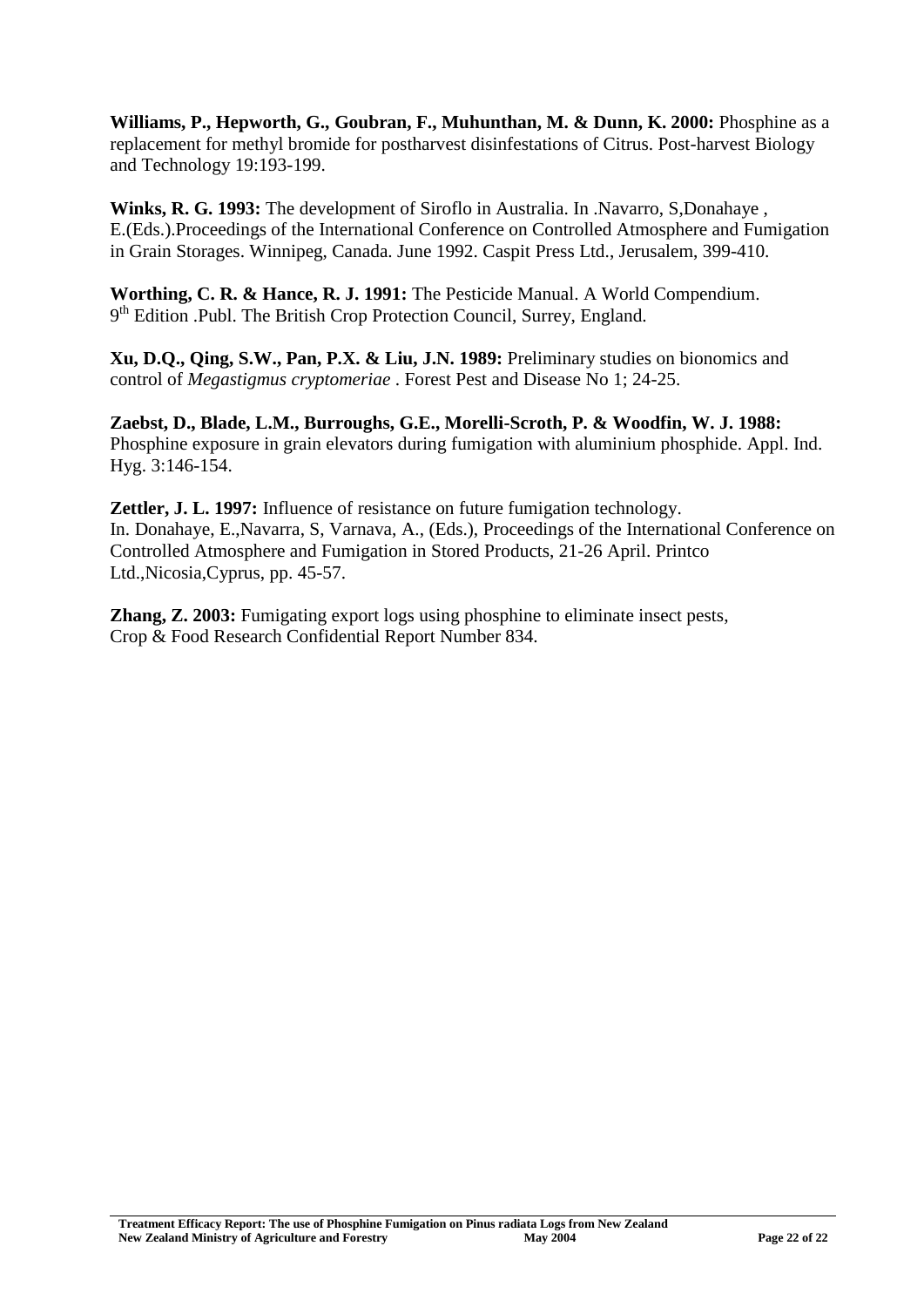**Williams, P., Hepworth, G., Goubran, F., Muhunthan, M. & Dunn, K. 2000:** Phosphine as a replacement for methyl bromide for postharvest disinfestations of Citrus. Post-harvest Biology and Technology 19:193-199.

**Winks, R. G. 1993:** The development of Siroflo in Australia. In .Navarro, S,Donahaye , E.(Eds.).Proceedings of the International Conference on Controlled Atmosphere and Fumigation in Grain Storages. Winnipeg, Canada. June 1992. Caspit Press Ltd., Jerusalem, 399-410.

**Worthing, C. R. & Hance, R. J. 1991:** The Pesticide Manual. A World Compendium. 9th Edition .Publ. The British Crop Protection Council, Surrey, England.

**Xu, D.Q., Qing, S.W., Pan, P.X. & Liu, J.N. 1989:** Preliminary studies on bionomics and control of *Megastigmus cryptomeriae* . Forest Pest and Disease No 1; 24-25.

**Zaebst, D., Blade, L.M., Burroughs, G.E., Morelli-Scroth, P. & Woodfin, W. J. 1988:** Phosphine exposure in grain elevators during fumigation with aluminium phosphide. Appl. Ind. Hyg. 3:146-154.

**Zettler, J. L. 1997:** Influence of resistance on future fumigation technology. In. Donahaye, E.,Navarra, S, Varnava, A., (Eds.), Proceedings of the International Conference on Controlled Atmosphere and Fumigation in Stored Products, 21-26 April. Printco Ltd.,Nicosia,Cyprus, pp. 45-57.

**Zhang, Z. 2003:** Fumigating export logs using phosphine to eliminate insect pests, Crop & Food Research Confidential Report Number 834.